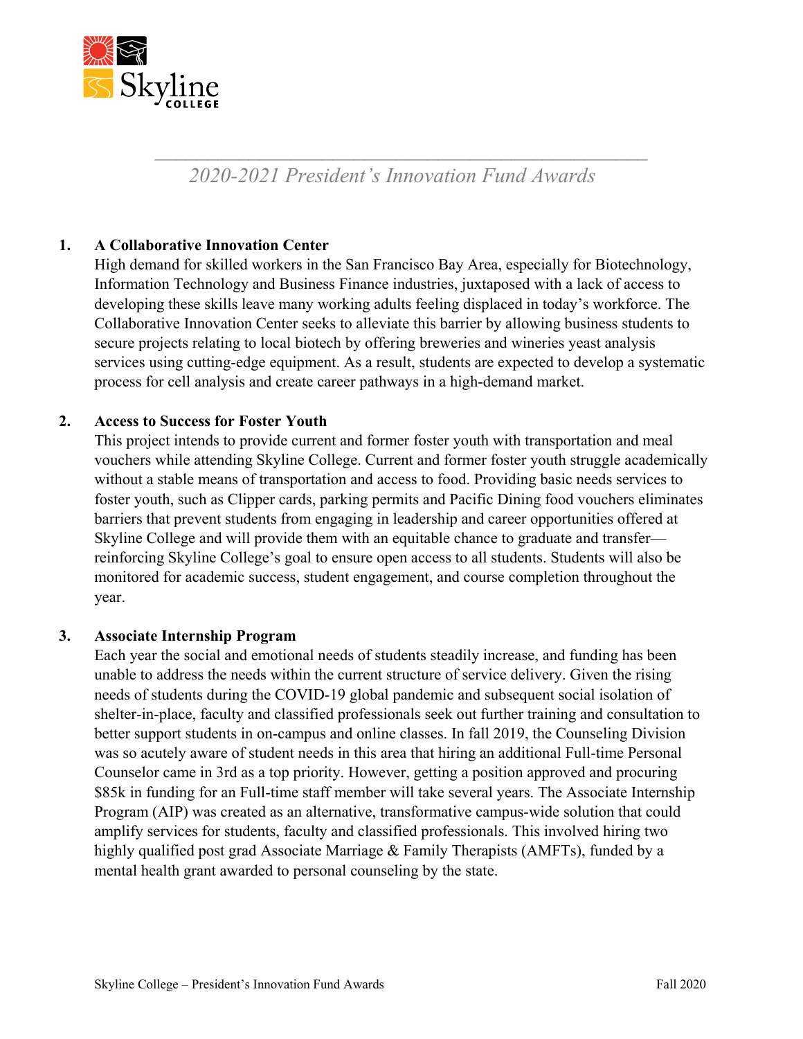# 2020-2021 President's Innovation Fund Awards

1. **A Collaborative Innovation Center**
   High demand for skilled workers in the San Francisco Bay Area, especially for Biotechnology, Information Technology and Business Finance industries, juxtaposed with a lack of access to developing these skills leave many working adults feeling displaced in today's workforce. The Collaborative Innovation Center seeks to alleviate this barrier by allowing business students to secure projects relating to local biotech by offering breweries and wineries yeast analysis services using cutting-edge equipment. As a result, students are expected to develop a systematic process for cell analysis and create career pathways in a high-demand market.

2. **Access to Success for Foster Youth**
   This project intends to provide current and former foster youth with transportation and meal vouchers while attending Skyline College. Current and former foster youth struggle academically without a stable means of transportation and access to food. Providing basic needs services to foster youth, such as Clipper cards, parking permits and Pacific Dining food vouchers eliminates barriers that prevent students from engaging in leadership and career opportunities offered at Skyline College and will provide them with an equitable chance to graduate and transfer—reinforcing Skyline College's goal to ensure open access to all students. Students will also be monitored for academic success, student engagement, and course completion throughout the year.

3. **Associate Internship Program**
   Each year the social and emotional needs of students steadily increase, and funding has been unable to address the needs within the current structure of service delivery. Given the rising needs of students during the COVID-19 global pandemic and subsequent social isolation of shelter-in-place, faculty and classified professionals seek out further training and consultation to better support students in on-campus and online classes. In fall 2019, the Counseling Division was so acutely aware of student needs in this area that hiring an additional Full-time Personal Counselor came in 3rd as a top priority. However, getting a position approved and procuring $85k in funding for an Full-time staff member will take several years. The Associate Internship Program (AIP) was created as an alternative, transformative campus-wide solution that could amplify services for students, faculty and classified professionals. This involved hiring two highly qualified post grad Associate Marriage & Family Therapists (AMFTs), funded by a mental health grant awarded to personal counseling by the state.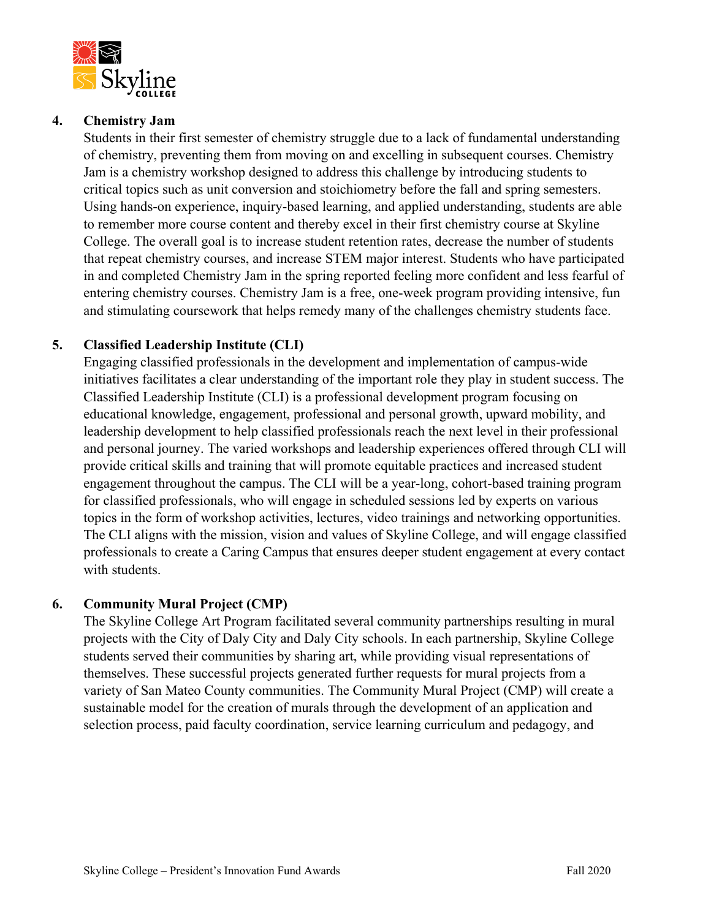4. **Chemistry Jam**

Students in their first semester of chemistry struggle due to a lack of fundamental understanding of chemistry, preventing them from moving on and excelling in subsequent courses. Chemistry Jam is a chemistry workshop designed to address this challenge by introducing students to critical topics such as unit conversion and stoichiometry before the fall and spring semesters. Using hands-on experience, inquiry-based learning, and applied understanding, students are able to remember more course content and thereby excel in their first chemistry course at Skyline College. The overall goal is to increase student retention rates, decrease the number of students that repeat chemistry courses, and increase STEM major interest. Students who have participated in and completed Chemistry Jam in the spring reported feeling more confident and less fearful of entering chemistry courses. Chemistry Jam is a free, one-week program providing intensive, fun and stimulating coursework that helps remedy many of the challenges chemistry students face.

5. **Classified Leadership Institute (CLI)**

Engaging classified professionals in the development and implementation of campus-wide initiatives facilitates a clear understanding of the important role they play in student success. The Classified Leadership Institute (CLI) is a professional development program focusing on educational knowledge, engagement, professional and personal growth, upward mobility, and leadership development to help classified professionals reach the next level in their professional and personal journey. The varied workshops and leadership experiences offered through CLI will provide critical skills and training that will promote equitable practices and increased student engagement throughout the campus. The CLI will be a year-long, cohort-based training program for classified professionals, who will engage in scheduled sessions led by experts on various topics in the form of workshop activities, lectures, video trainings and networking opportunities. The CLI aligns with the mission, vision and values of Skyline College, and will engage classified professionals to create a Caring Campus that ensures deeper student engagement at every contact with students.

6. **Community Mural Project (CMP)**

The Skyline College Art Program facilitated several community partnerships resulting in mural projects with the City of Daly City and Daly City schools. In each partnership, Skyline College students served their communities by sharing art, while providing visual representations of themselves. These successful projects generated further requests for mural projects from a variety of San Mateo County communities. The Community Mural Project (CMP) will create a sustainable model for the creation of murals through the development of an application and selection process, paid faculty coordination, service learning curriculum and pedagogy, and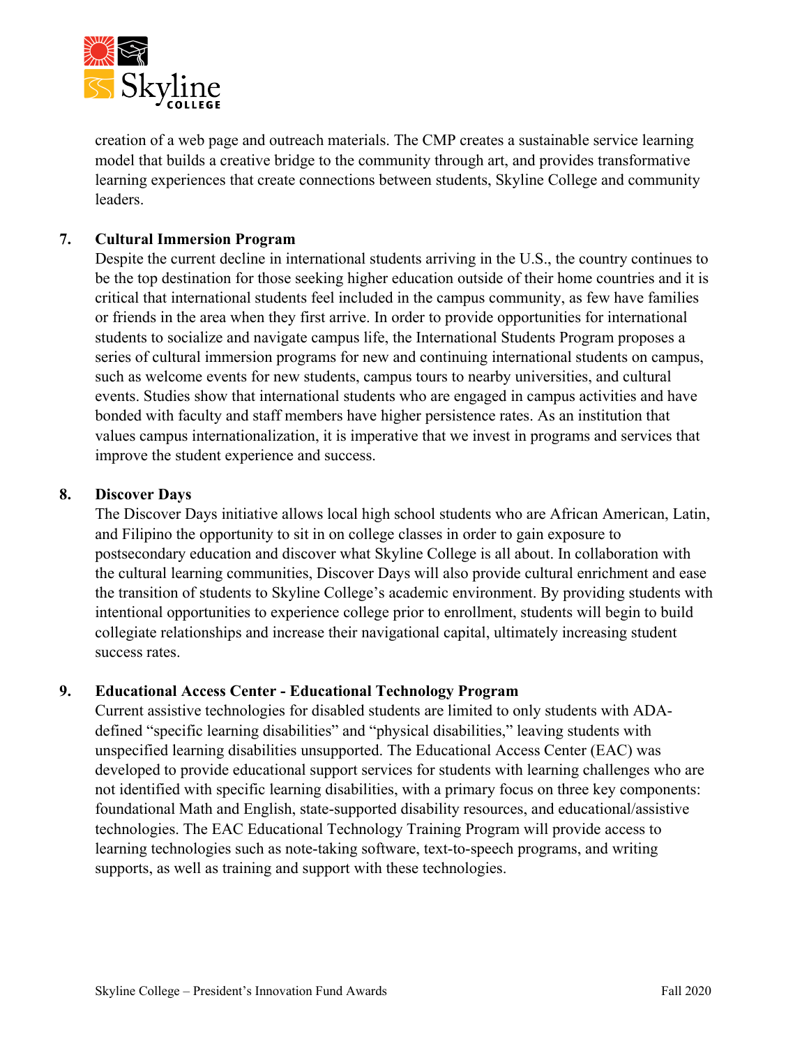creation of a web page and outreach materials. The CMP creates a sustainable service learning model that builds a creative bridge to the community through art, and provides transformative learning experiences that create connections between students, Skyline College and community leaders.

7. **Cultural Immersion Program**

   Despite the current decline in international students arriving in the U.S., the country continues to be the top destination for those seeking higher education outside of their home countries and it is critical that international students feel included in the campus community, as few have families or friends in the area when they first arrive. In order to provide opportunities for international students to socialize and navigate campus life, the International Students Program proposes a series of cultural immersion programs for new and continuing international students on campus, such as welcome events for new students, campus tours to nearby universities, and cultural events. Studies show that international students who are engaged in campus activities and have bonded with faculty and staff members have higher persistence rates. As an institution that values campus internationalization, it is imperative that we invest in programs and services that improve the student experience and success.

8. **Discover Days**

   The Discover Days initiative allows local high school students who are African American, Latin, and Filipino the opportunity to sit in on college classes in order to gain exposure to postsecondary education and discover what Skyline College is all about. In collaboration with the cultural learning communities, Discover Days will also provide cultural enrichment and ease the transition of students to Skyline College's academic environment. By providing students with intentional opportunities to experience college prior to enrollment, students will begin to build collegiate relationships and increase their navigational capital, ultimately increasing student success rates.

9. **Educational Access Center - Educational Technology Program**

   Current assistive technologies for disabled students are limited to only students with ADA-defined "specific learning disabilities" and "physical disabilities," leaving students with unspecified learning disabilities unsupported. The Educational Access Center (EAC) was developed to provide educational support services for students with learning challenges who are not identified with specific learning disabilities, with a primary focus on three key components: foundational Math and English, state-supported disability resources, and educational/assistive technologies. The EAC Educational Technology Training Program will provide access to learning technologies such as note-taking software, text-to-speech programs, and writing supports, as well as training and support with these technologies.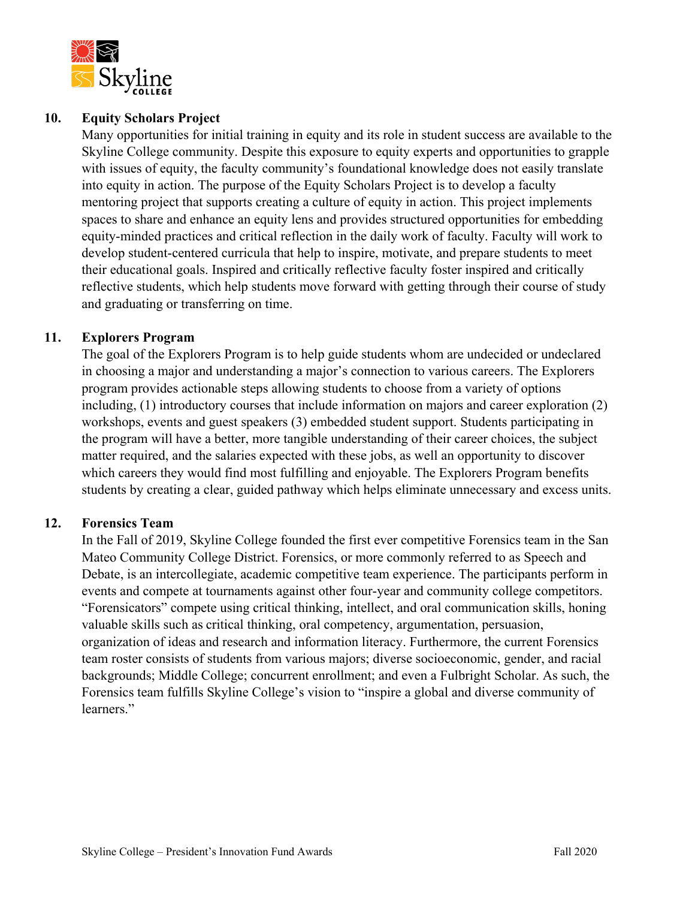**10. Equity Scholars Project**

Many opportunities for initial training in equity and its role in student success are available to the Skyline College community. Despite this exposure to equity experts and opportunities to grapple with issues of equity, the faculty community's foundational knowledge does not easily translate into equity in action. The purpose of the Equity Scholars Project is to develop a faculty mentoring project that supports creating a culture of equity in action. This project implements spaces to share and enhance an equity lens and provides structured opportunities for embedding equity-minded practices and critical reflection in the daily work of faculty. Faculty will work to develop student-centered curricula that help to inspire, motivate, and prepare students to meet their educational goals. Inspired and critically reflective faculty foster inspired and critically reflective students, which help students move forward with getting through their course of study and graduating or transferring on time.

**11. Explorers Program**

The goal of the Explorers Program is to help guide students whom are undecided or undeclared in choosing a major and understanding a major's connection to various careers. The Explorers program provides actionable steps allowing students to choose from a variety of options including, (1) introductory courses that include information on majors and career exploration (2) workshops, events and guest speakers (3) embedded student support. Students participating in the program will have a better, more tangible understanding of their career choices, the subject matter required, and the salaries expected with these jobs, as well an opportunity to discover which careers they would find most fulfilling and enjoyable. The Explorers Program benefits students by creating a clear, guided pathway which helps eliminate unnecessary and excess units.

**12. Forensics Team**

In the Fall of 2019, Skyline College founded the first ever competitive Forensics team in the San Mateo Community College District. Forensics, or more commonly referred to as Speech and Debate, is an intercollegiate, academic competitive team experience. The participants perform in events and compete at tournaments against other four-year and community college competitors. "Forensicators" compete using critical thinking, intellect, and oral communication skills, honing valuable skills such as critical thinking, oral competency, argumentation, persuasion, organization of ideas and research and information literacy. Furthermore, the current Forensics team roster consists of students from various majors; diverse socioeconomic, gender, and racial backgrounds; Middle College; concurrent enrollment; and even a Fulbright Scholar. As such, the Forensics team fulfills Skyline College's vision to "inspire a global and diverse community of learners."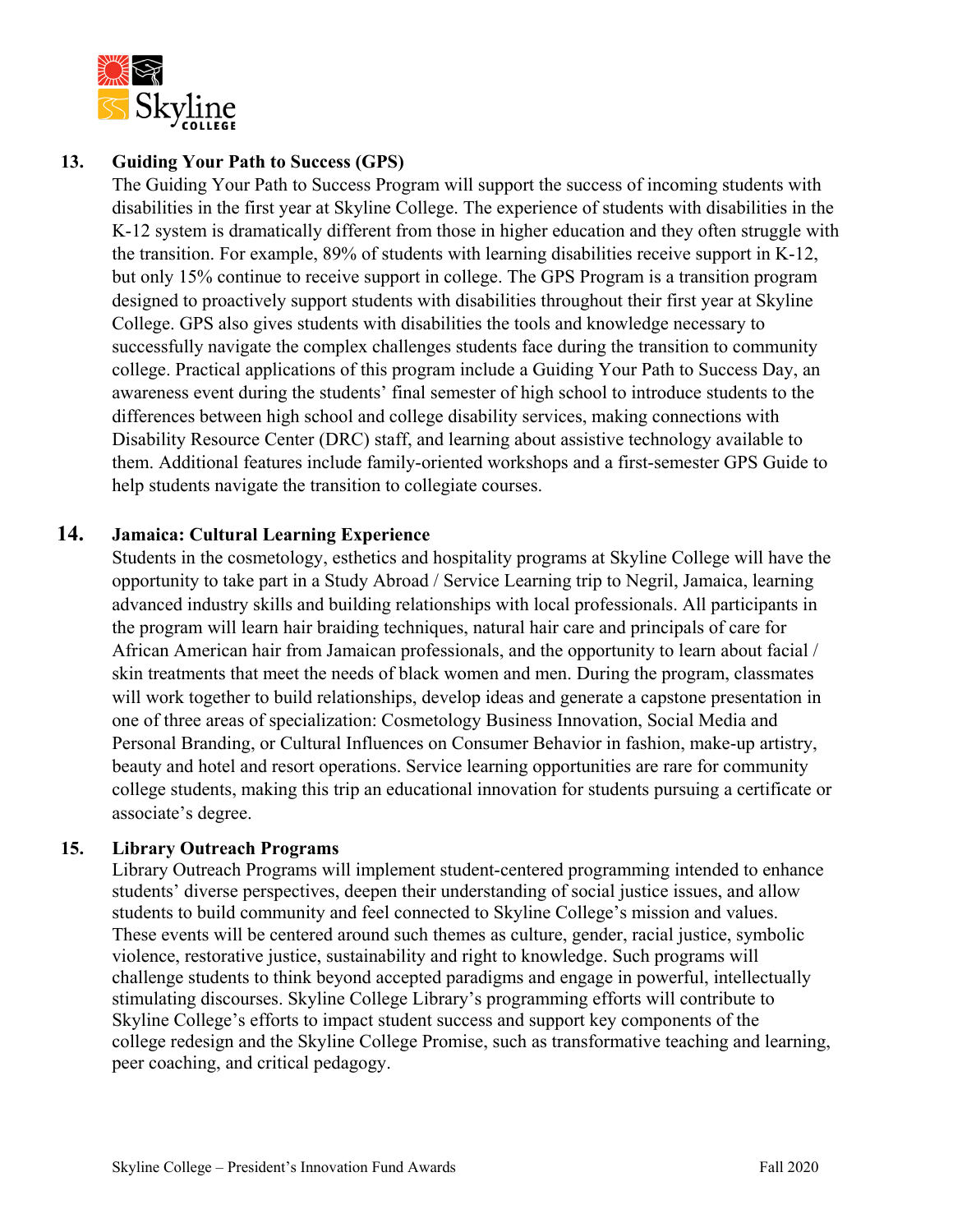**13. Guiding Your Path to Success (GPS)**

The Guiding Your Path to Success Program will support the success of incoming students with disabilities in the first year at Skyline College. The experience of students with disabilities in the K-12 system is dramatically different from those in higher education and they often struggle with the transition. For example, 89% of students with learning disabilities receive support in K-12, but only 15% continue to receive support in college. The GPS Program is a transition program designed to proactively support students with disabilities throughout their first year at Skyline College. GPS also gives students with disabilities the tools and knowledge necessary to successfully navigate the complex challenges students face during the transition to community college. Practical applications of this program include a Guiding Your Path to Success Day, an awareness event during the students' final semester of high school to introduce students to the differences between high school and college disability services, making connections with Disability Resource Center (DRC) staff, and learning about assistive technology available to them. Additional features include family-oriented workshops and a first-semester GPS Guide to help students navigate the transition to collegiate courses.

**14. Jamaica: Cultural Learning Experience**

Students in the cosmetology, esthetics and hospitality programs at Skyline College will have the opportunity to take part in a Study Abroad / Service Learning trip to Negril, Jamaica, learning advanced industry skills and building relationships with local professionals. All participants in the program will learn hair braiding techniques, natural hair care and principals of care for African American hair from Jamaican professionals, and the opportunity to learn about facial / skin treatments that meet the needs of black women and men. During the program, classmates will work together to build relationships, develop ideas and generate a capstone presentation in one of three areas of specialization: Cosmetology Business Innovation, Social Media and Personal Branding, or Cultural Influences on Consumer Behavior in fashion, make-up artistry, beauty and hotel and resort operations. Service learning opportunities are rare for community college students, making this trip an educational innovation for students pursuing a certificate or associate's degree.

**15. Library Outreach Programs**

Library Outreach Programs will implement student-centered programming intended to enhance students' diverse perspectives, deepen their understanding of social justice issues, and allow students to build community and feel connected to Skyline College's mission and values. These events will be centered around such themes as culture, gender, racial justice, symbolic violence, restorative justice, sustainability and right to knowledge. Such programs will challenge students to think beyond accepted paradigms and engage in powerful, intellectually stimulating discourses. Skyline College Library's programming efforts will contribute to Skyline College's efforts to impact student success and support key components of the college redesign and the Skyline College Promise, such as transformative teaching and learning, peer coaching, and critical pedagogy.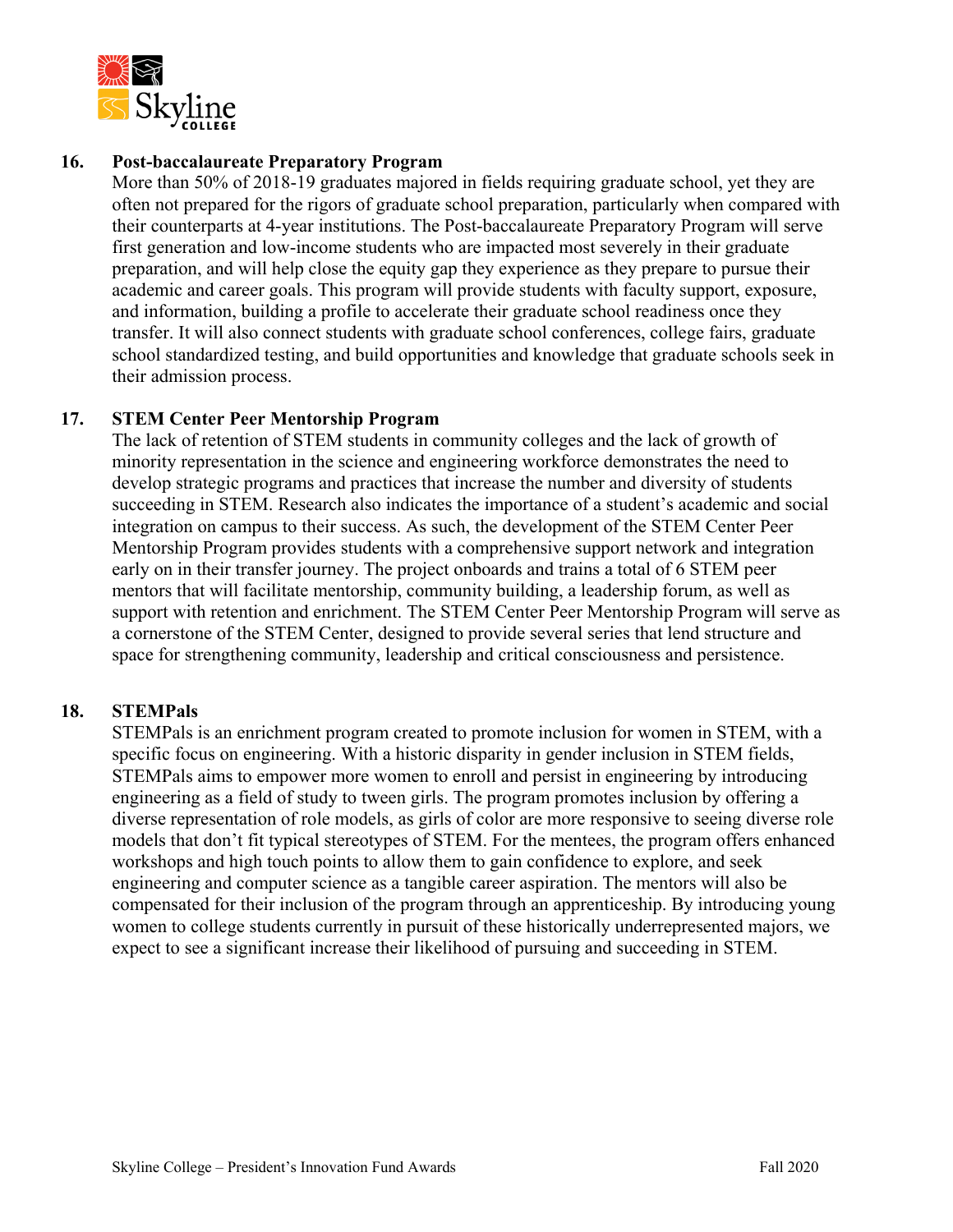**16. Post-baccalaureate Preparatory Program**

More than 50% of 2018-19 graduates majored in fields requiring graduate school, yet they are often not prepared for the rigors of graduate school preparation, particularly when compared with their counterparts at 4-year institutions. The Post-baccalaureate Preparatory Program will serve first generation and low-income students who are impacted most severely in their graduate preparation, and will help close the equity gap they experience as they prepare to pursue their academic and career goals. This program will provide students with faculty support, exposure, and information, building a profile to accelerate their graduate school readiness once they transfer. It will also connect students with graduate school conferences, college fairs, graduate school standardized testing, and build opportunities and knowledge that graduate schools seek in their admission process.

**17. STEM Center Peer Mentorship Program**

The lack of retention of STEM students in community colleges and the lack of growth of minority representation in the science and engineering workforce demonstrates the need to develop strategic programs and practices that increase the number and diversity of students succeeding in STEM. Research also indicates the importance of a student's academic and social integration on campus to their success. As such, the development of the STEM Center Peer Mentorship Program provides students with a comprehensive support network and integration early on in their transfer journey. The project onboards and trains a total of 6 STEM peer mentors that will facilitate mentorship, community building, a leadership forum, as well as support with retention and enrichment. The STEM Center Peer Mentorship Program will serve as a cornerstone of the STEM Center, designed to provide several series that lend structure and space for strengthening community, leadership and critical consciousness and persistence.

**18. STEMPals**

STEMPals is an enrichment program created to promote inclusion for women in STEM, with a specific focus on engineering. With a historic disparity in gender inclusion in STEM fields, STEMPals aims to empower more women to enroll and persist in engineering by introducing engineering as a field of study to tween girls. The program promotes inclusion by offering a diverse representation of role models, as girls of color are more responsive to seeing diverse role models that don't fit typical stereotypes of STEM. For the mentees, the program offers enhanced workshops and high touch points to allow them to gain confidence to explore, and seek engineering and computer science as a tangible career aspiration. The mentors will also be compensated for their inclusion of the program through an apprenticeship. By introducing young women to college students currently in pursuit of these historically underrepresented majors, we expect to see a significant increase their likelihood of pursuing and succeeding in STEM.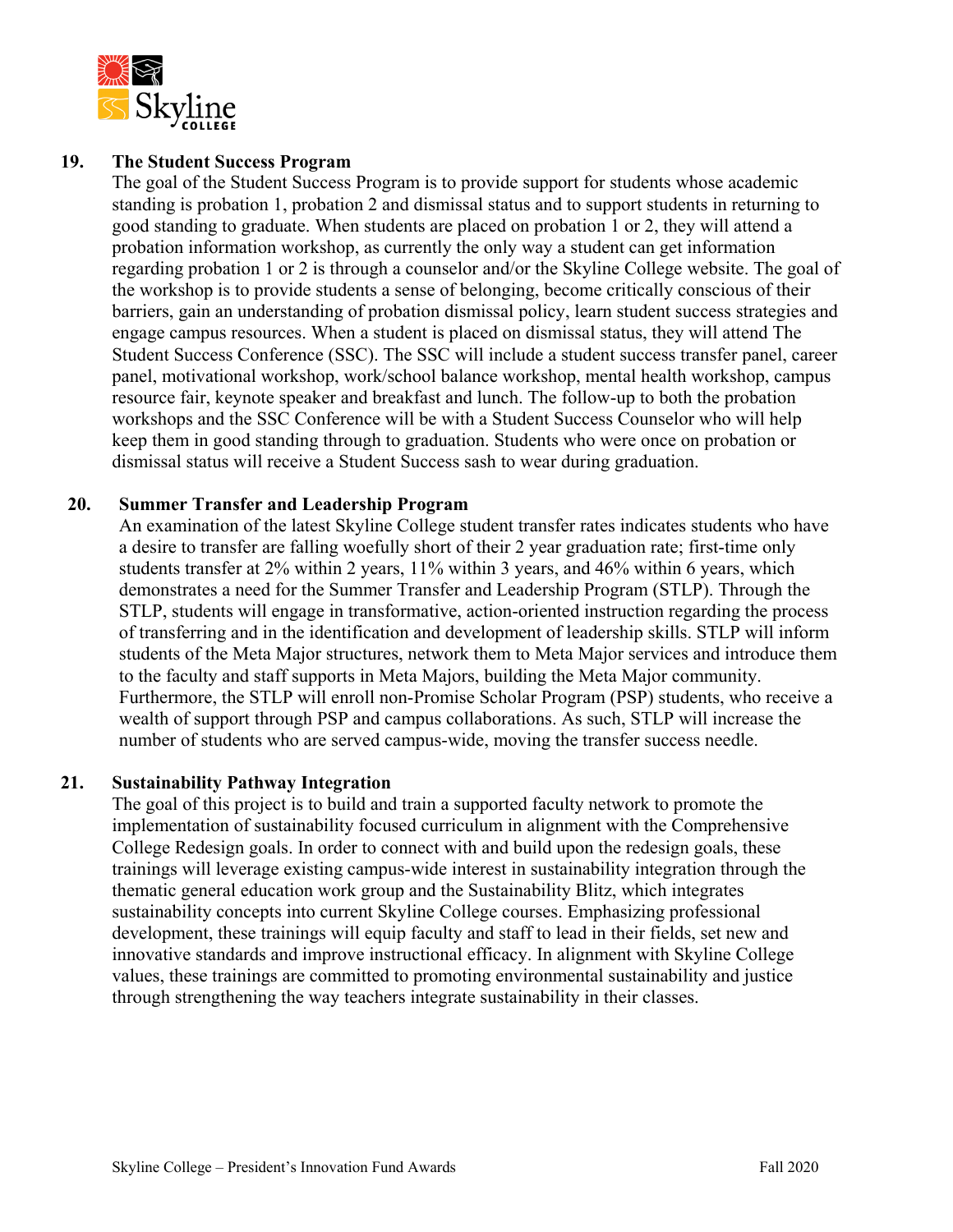**19. The Student Success Program**

The goal of the Student Success Program is to provide support for students whose academic standing is probation 1, probation 2 and dismissal status and to support students in returning to good standing to graduate. When students are placed on probation 1 or 2, they will attend a probation information workshop, as currently the only way a student can get information regarding probation 1 or 2 is through a counselor and/or the Skyline College website. The goal of the workshop is to provide students a sense of belonging, become critically conscious of their barriers, gain an understanding of probation dismissal policy, learn student success strategies and engage campus resources. When a student is placed on dismissal status, they will attend The Student Success Conference (SSC). The SSC will include a student success transfer panel, career panel, motivational workshop, work/school balance workshop, mental health workshop, campus resource fair, keynote speaker and breakfast and lunch. The follow-up to both the probation workshops and the SSC Conference will be with a Student Success Counselor who will help keep them in good standing through to graduation. Students who were once on probation or dismissal status will receive a Student Success sash to wear during graduation.

**20. Summer Transfer and Leadership Program**

An examination of the latest Skyline College student transfer rates indicates students who have a desire to transfer are falling woefully short of their 2 year graduation rate; first-time only students transfer at 2% within 2 years, 11% within 3 years, and 46% within 6 years, which demonstrates a need for the Summer Transfer and Leadership Program (STLP). Through the STLP, students will engage in transformative, action-oriented instruction regarding the process of transferring and in the identification and development of leadership skills. STLP will inform students of the Meta Major structures, network them to Meta Major services and introduce them to the faculty and staff supports in Meta Majors, building the Meta Major community. Furthermore, the STLP will enroll non-Promise Scholar Program (PSP) students, who receive a wealth of support through PSP and campus collaborations. As such, STLP will increase the number of students who are served campus-wide, moving the transfer success needle.

**21. Sustainability Pathway Integration**

The goal of this project is to build and train a supported faculty network to promote the implementation of sustainability focused curriculum in alignment with the Comprehensive College Redesign goals. In order to connect with and build upon the redesign goals, these trainings will leverage existing campus-wide interest in sustainability integration through the thematic general education work group and the Sustainability Blitz, which integrates sustainability concepts into current Skyline College courses. Emphasizing professional development, these trainings will equip faculty and staff to lead in their fields, set new and innovative standards and improve instructional efficacy. In alignment with Skyline College values, these trainings are committed to promoting environmental sustainability and justice through strengthening the way teachers integrate sustainability in their classes.